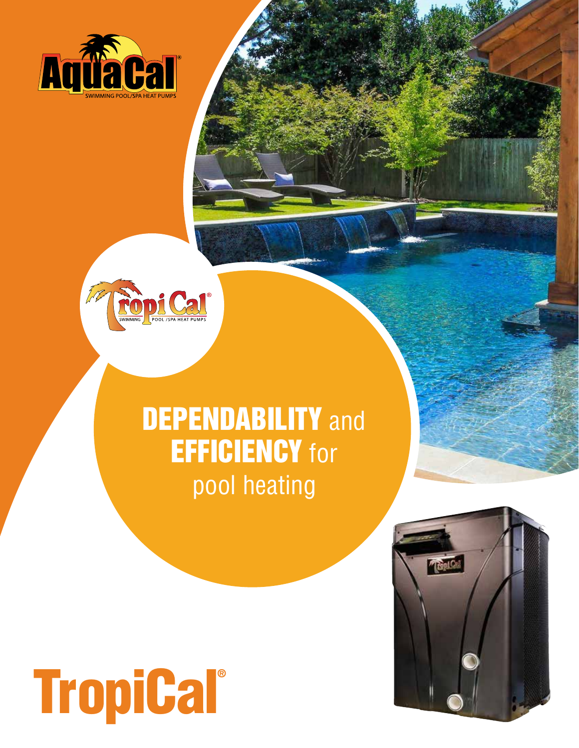AquaCal®
SWIMMING POOL/SPA HEAT PUMPS

TropiCal®
SWIMMING POOL /SPA HEAT PUMPS

# DEPENDABILITY and EFFICIENCY for pool heating

# TropiCal®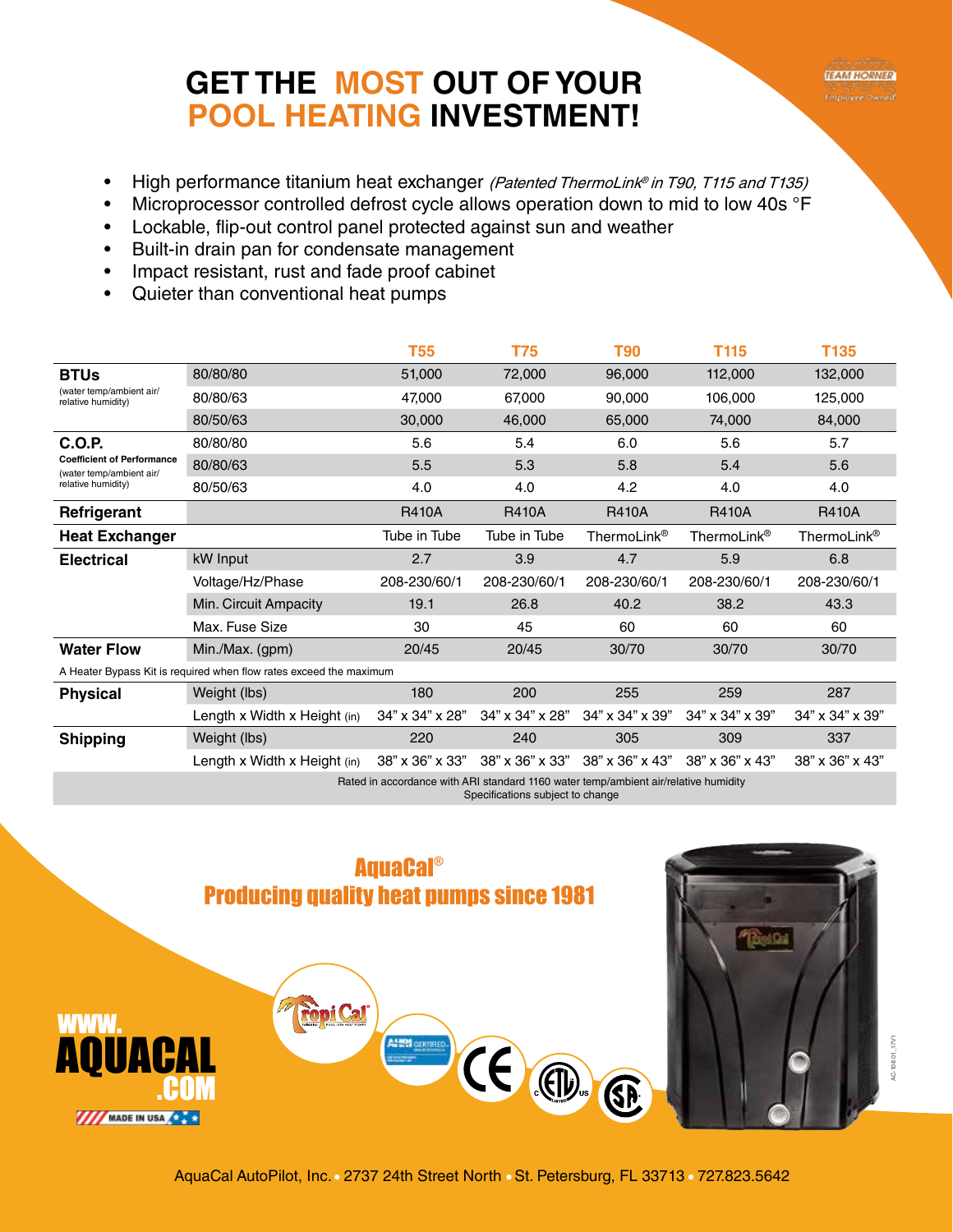# GET THE MOST OUT OF YOUR POOL HEATING INVESTMENT!

- High performance titanium heat exchanger *(Patented ThermoLink® in T90, T115 and T135)*
- Microprocessor controlled defrost cycle allows operation down to mid to low 40s °F
- Lockable, flip-out control panel protected against sun and weather
- Built-in drain pan for condensate management
- Impact resistant, rust and fade proof cabinet
- Quieter than conventional heat pumps

| | | T55 | T75 | T90 | T115 | T135 |
|---|---|---|---|---|---|---|
| **BTUs** (water temp/ambient air/ relative humidity) | 80/80/80 | 51,000 | 72,000 | 96,000 | 112,000 | 132,000 |
| | 80/80/63 | 47,000 | 67,000 | 90,000 | 106,000 | 125,000 |
| | 80/50/63 | 30,000 | 46,000 | 65,000 | 74,000 | 84,000 |
| **C.O.P.** Coefficient of Performance (water temp/ambient air/ relative humidity) | 80/80/80 | 5.6 | 5.4 | 6.0 | 5.6 | 5.7 |
| | 80/80/63 | 5.5 | 5.3 | 5.8 | 5.4 | 5.6 |
| | 80/50/63 | 4.0 | 4.0 | 4.2 | 4.0 | 4.0 |
| **Refrigerant** | | R410A | R410A | R410A | R410A | R410A |
| **Heat Exchanger** | | Tube in Tube | Tube in Tube | ThermoLink® | ThermoLink® | ThermoLink® |
| **Electrical** | kW Input | 2.7 | 3.9 | 4.7 | 5.9 | 6.8 |
| | Voltage/Hz/Phase | 208-230/60/1 | 208-230/60/1 | 208-230/60/1 | 208-230/60/1 | 208-230/60/1 |
| | Min. Circuit Ampacity | 19.1 | 26.8 | 40.2 | 38.2 | 43.3 |
| | Max. Fuse Size | 30 | 45 | 60 | 60 | 60 |
| **Water Flow** | Min./Max. (gpm) | 20/45 | 20/45 | 30/70 | 30/70 | 30/70 |
| A Heater Bypass Kit is required when flow rates exceed the maximum | | | | | | |
| **Physical** | Weight (lbs) | 180 | 200 | 255 | 259 | 287 |
| | Length x Width x Height (in) | 34" x 34" x 28" | 34" x 34" x 28" | 34" x 34" x 39" | 34" x 34" x 39" | 34" x 34" x 39" |
| **Shipping** | Weight (lbs) | 220 | 240 | 305 | 309 | 337 |
| | Length x Width x Height (in) | 38" x 36" x 33" | 38" x 36" x 33" | 38" x 36" x 43" | 38" x 36" x 43" | 38" x 36" x 43" |

Rated in accordance with ARI standard 1160 water temp/ambient air/relative humidity
Specifications subject to change

**AquaCal®**
**Producing quality heat pumps since 1981**

WWW.AQUACAL.COM

MADE IN USA

AquaCal AutoPilot, Inc. • 2737 24th Street North • St. Petersburg, FL 33713 • 727.823.5642